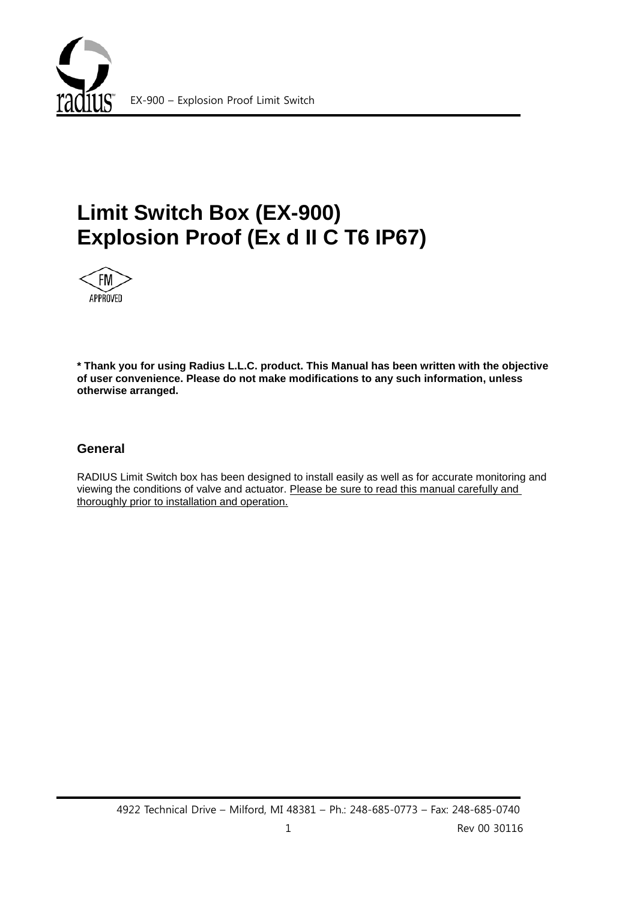# Limit Switch Box (EX-900)
# Explosion Proof (Ex d II C T6 IP67)

FM APPROVED

**\* Thank you for using Radius L.L.C. product. This Manual has been written with the objective of user convenience. Please do not make modifications to any such information, unless otherwise arranged.**

## General

RADIUS Limit Switch box has been designed to install easily as well as for accurate monitoring and viewing the conditions of valve and actuator. Please be sure to read this manual carefully and thoroughly prior to installation and operation.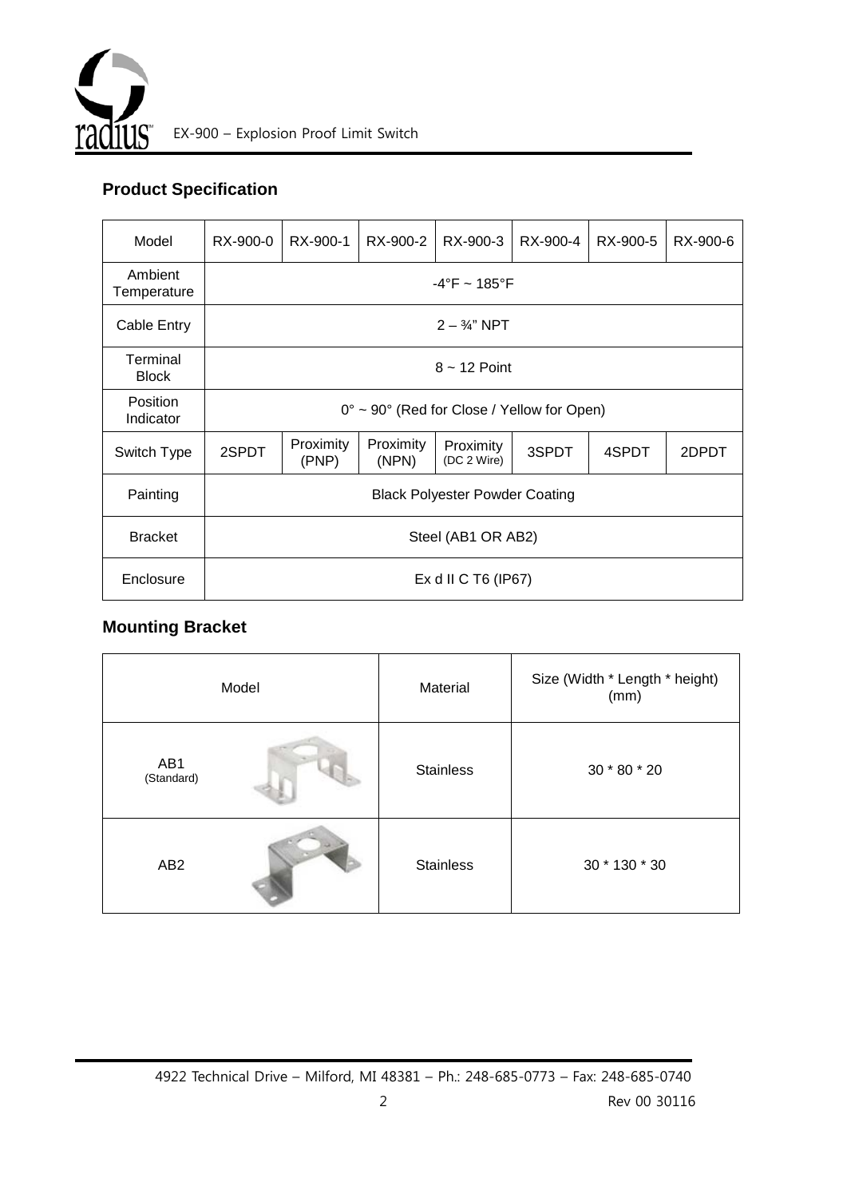## Product Specification

| Model | RX-900-0 | RX-900-1 | RX-900-2 | RX-900-3 | RX-900-4 | RX-900-5 | RX-900-6 |
|---|---|---|---|---|---|---|---|
| Ambient Temperature | -4°F ~ 185°F | | | | | | |
| Cable Entry | 2 – ¾" NPT | | | | | | |
| Terminal Block | 8 ~ 12 Point | | | | | | |
| Position Indicator | 0° ~ 90° (Red for Close / Yellow for Open) | | | | | | |
| Switch Type | 2SPDT | Proximity (PNP) | Proximity (NPN) | Proximity (DC 2 Wire) | 3SPDT | 4SPDT | 2DPDT |
| Painting | Black Polyester Powder Coating | | | | | | |
| Bracket | Steel (AB1 OR AB2) | | | | | | |
| Enclosure | Ex d II C T6 (IP67) | | | | | | |

## Mounting Bracket

| Model | Material | Size (Width * Length * height) (mm) |
|---|---|---|
| AB1 (Standard) | Stainless | 30 * 80 * 20 |
| AB2 | Stainless | 30 * 130 * 30 |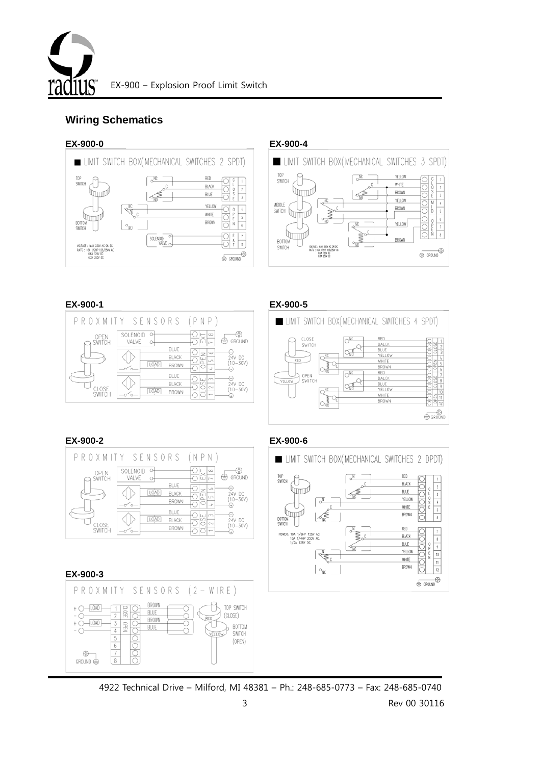## Wiring Schematics

### EX-900-0

LIMIT SWITCH BOX(MECHANICAL SWITCHES 2 SPDT)

TOP SWITCH — NC, C, NO — RED, BLACK, BLUE — CLOSE 1, 2, 3

BOTTOM SWITCH — NC, C, NO — YELLOW, WHITE, BROWN — OPEN 4, 5, 6

SOLENOID VALVE — EXT 7, 8

GROUND

VOLTAGE : MAX 250V AC OR DC
RAT'G : 16A 1/2HP 125/250V AC
0.6A 125V DC
0.3A 250V DC

### EX-900-4

LIMIT SWITCH BOX(MECHANICAL SWITCHES 3 SPDT)

TOP SWITCH — NC, C, NO — YELLOW, WHITE, BROWN — CLOSE 1, 2, 3

MIDDLE SWITCH — NC, C, NO — YELLOW, BROWN — MID 4, 5

BOTTOM SWITCH — NC, C, NO — YELLOW, BROWN — OPEN 6, 7, 8

VOLTAGE : MAX 250V AC OR DC
RAT'G : 16A 1/2HP 125/250V AC
0.6A 125V DC
0.3A 250V DC

GROUND

### EX-900-1

PROXMITY SENSORS (PNP)

OPEN SWITCH

CLOSE SWITCH

SOLENOID VALVE — EXT 7, 8 — GROUND

LOAD — BLUE, BLACK, BROWN — OPEN 4, 5, 6 — 24V DC (10–30V)

LOAD — BLUE, BLACK, BROWN — CLOSE 1, 2, 3 — 24V DC (10–30V)

### EX-900-5

LIMIT SWITCH BOX(MECHANICAL SWITCHES 4 SPDT)

CLOSE SWITCH — NC, C, NO — RED, BALCK, BLUE — CLOSE 1, 2, 3

NC, C, NO — YELLOW, WHITE, BROWN — OPEN 4, 5, 6

OPEN SWITCH — NC, C, NO — RED, BALCK, BLUE — CLOSE 7, 8, 9

NC, C, NO — YELLOW, WHITE, BROWN — OPEN 10, 11, 12

RED

YELLOW

GROUND

### EX-900-2

PROXMITY SENSORS (NPN)

OPEN SWITCH

CLOSE SWITCH

SOLENOID VALVE — EXT 7, 8 — GROUND

LOAD — BLUE, BLACK, BROWN — OPEN 4, 5, 6 — 24V DC (10–30V)

LOAD — BLUE, BLACK, BROWN — CLOSE 1, 2, 3 — 24V DC (10–30V)

### EX-900-6

LIMIT SWITCH BOX(MECHANICAL SWITCHES 2 DPDT)

TOP SWITCH — NC, C, NO — RED, BLACK, BLUE, YELLOW, WHITE, BROWN — CLOSE 1, 2, 3, 4, 5, 6

BOTTOM SWITCH — NC, C, NO — RED, BLACK, BLUE, YELLOW, WHITE, BROWN — OPEN 7, 8, 9, 10, 11, 12

POWER: 10A 1/8HP 125V AC
10A 1/4HP 250V AC
1/2A 125V DC

GROUND

### EX-900-3

PROXMITY SENSORS (2 – WIRE)

+ LOAD — 1 — CLOSE — BROWN
– — 2 — BLUE
+ LOAD — 3 — OPEN — BROWN
– — 4 — BLUE
5
6
7
8

GROUND

RED — TOP SWITCH (CLOSE)

YELLOW — BOTTOM SWITCH (OPEN)

4922 Technical Drive – Milford, MI 48381 – Ph.: 248-685-0773 – Fax: 248-685-0740

Rev 00 30116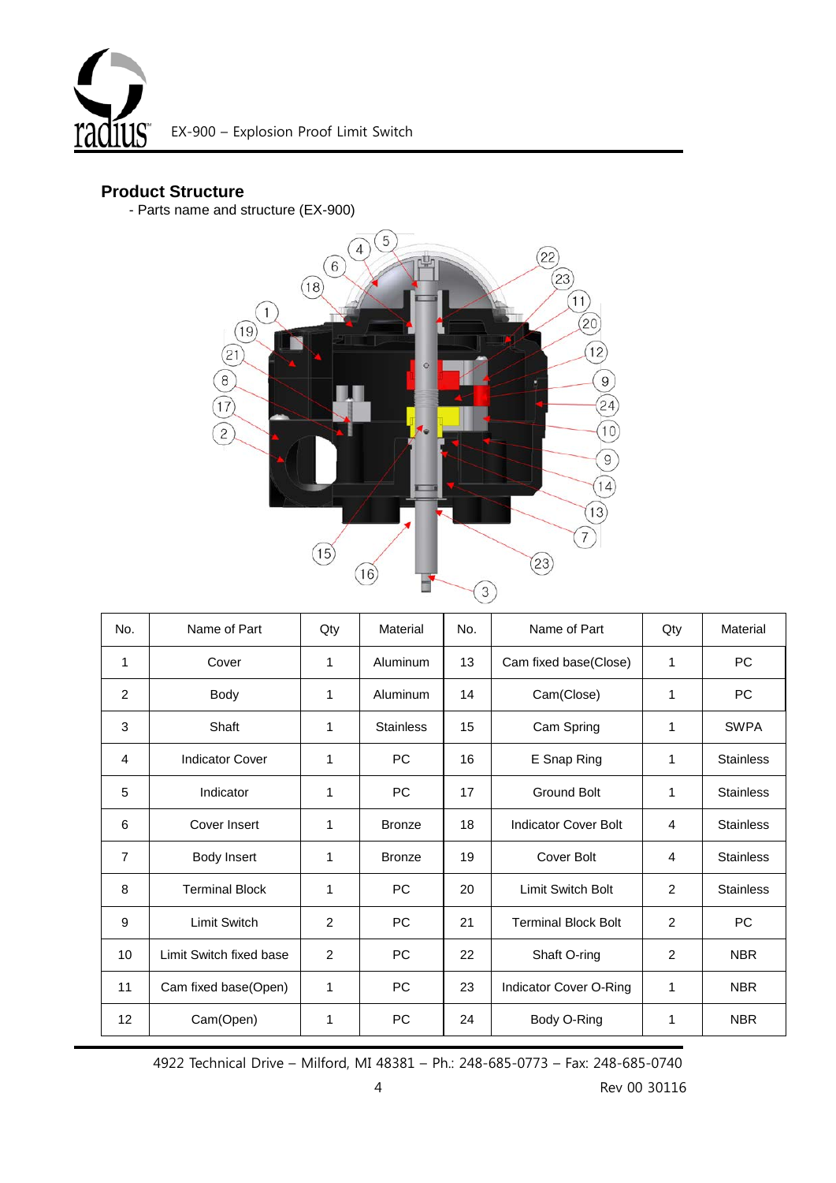## Product Structure

- Parts name and structure (EX-900)

| No. | Name of Part | Qty | Material | No. | Name of Part | Qty | Material |
|---|---|---|---|---|---|---|---|
| 1 | Cover | 1 | Aluminum | 13 | Cam fixed base(Close) | 1 | PC |
| 2 | Body | 1 | Aluminum | 14 | Cam(Close) | 1 | PC |
| 3 | Shaft | 1 | Stainless | 15 | Cam Spring | 1 | SWPA |
| 4 | Indicator Cover | 1 | PC | 16 | E Snap Ring | 1 | Stainless |
| 5 | Indicator | 1 | PC | 17 | Ground Bolt | 1 | Stainless |
| 6 | Cover Insert | 1 | Bronze | 18 | Indicator Cover Bolt | 4 | Stainless |
| 7 | Body Insert | 1 | Bronze | 19 | Cover Bolt | 4 | Stainless |
| 8 | Terminal Block | 1 | PC | 20 | Limit Switch Bolt | 2 | Stainless |
| 9 | Limit Switch | 2 | PC | 21 | Terminal Block Bolt | 2 | PC |
| 10 | Limit Switch fixed base | 2 | PC | 22 | Shaft O-ring | 2 | NBR |
| 11 | Cam fixed base(Open) | 1 | PC | 23 | Indicator Cover O-Ring | 1 | NBR |
| 12 | Cam(Open) | 1 | PC | 24 | Body O-Ring | 1 | NBR |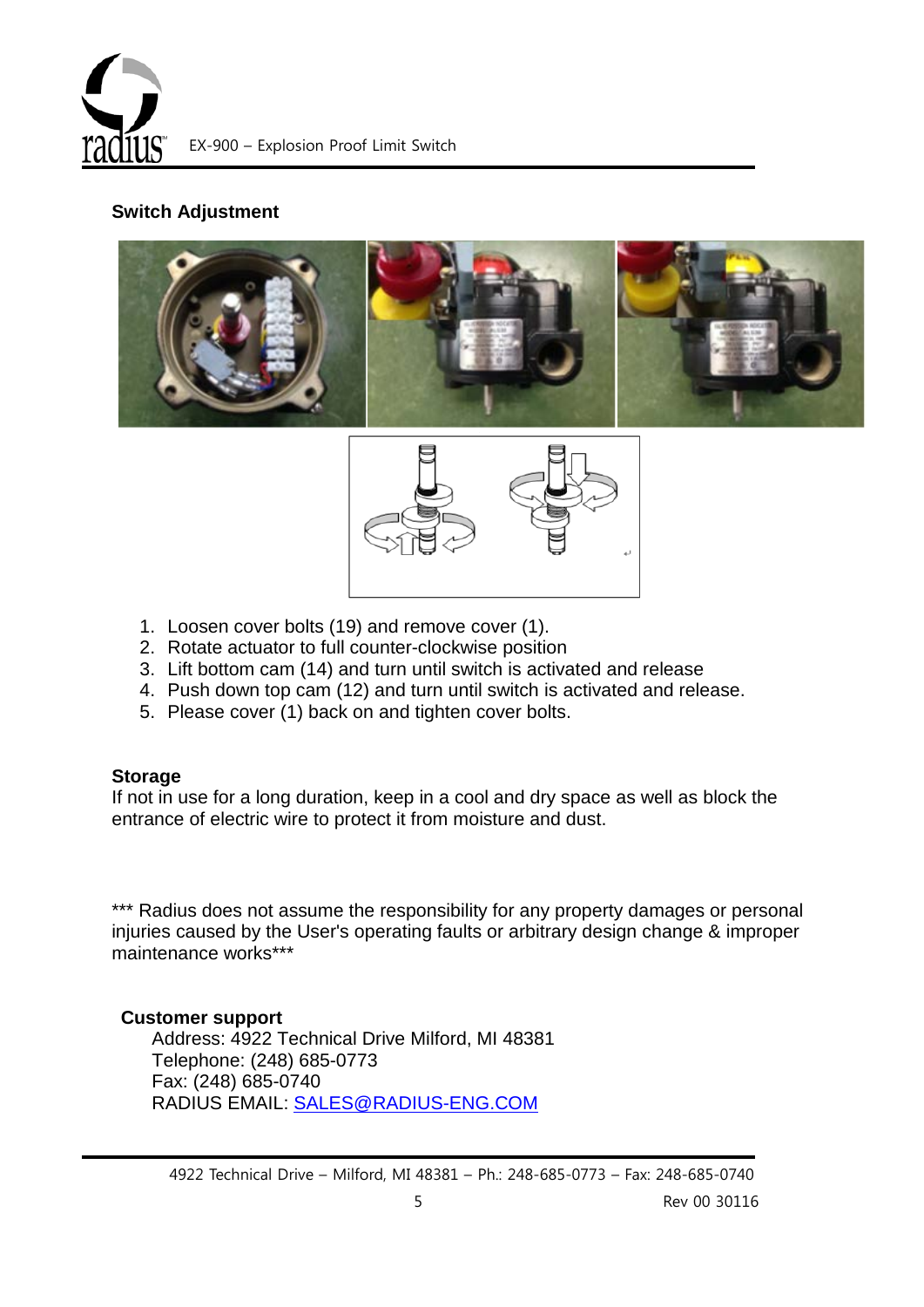## Switch Adjustment

1. Loosen cover bolts (19) and remove cover (1).
2. Rotate actuator to full counter-clockwise position
3. Lift bottom cam (14) and turn until switch is activated and release
4. Push down top cam (12) and turn until switch is activated and release.
5. Please cover (1) back on and tighten cover bolts.

## Storage

If not in use for a long duration, keep in a cool and dry space as well as block the entrance of electric wire to protect it from moisture and dust.

*** Radius does not assume the responsibility for any property damages or personal injuries caused by the User's operating faults or arbitrary design change & improper maintenance works***

**Customer support**

Address: 4922 Technical Drive Milford, MI 48381
Telephone: (248) 685-0773
Fax: (248) 685-0740
RADIUS EMAIL: SALES@RADIUS-ENG.COM